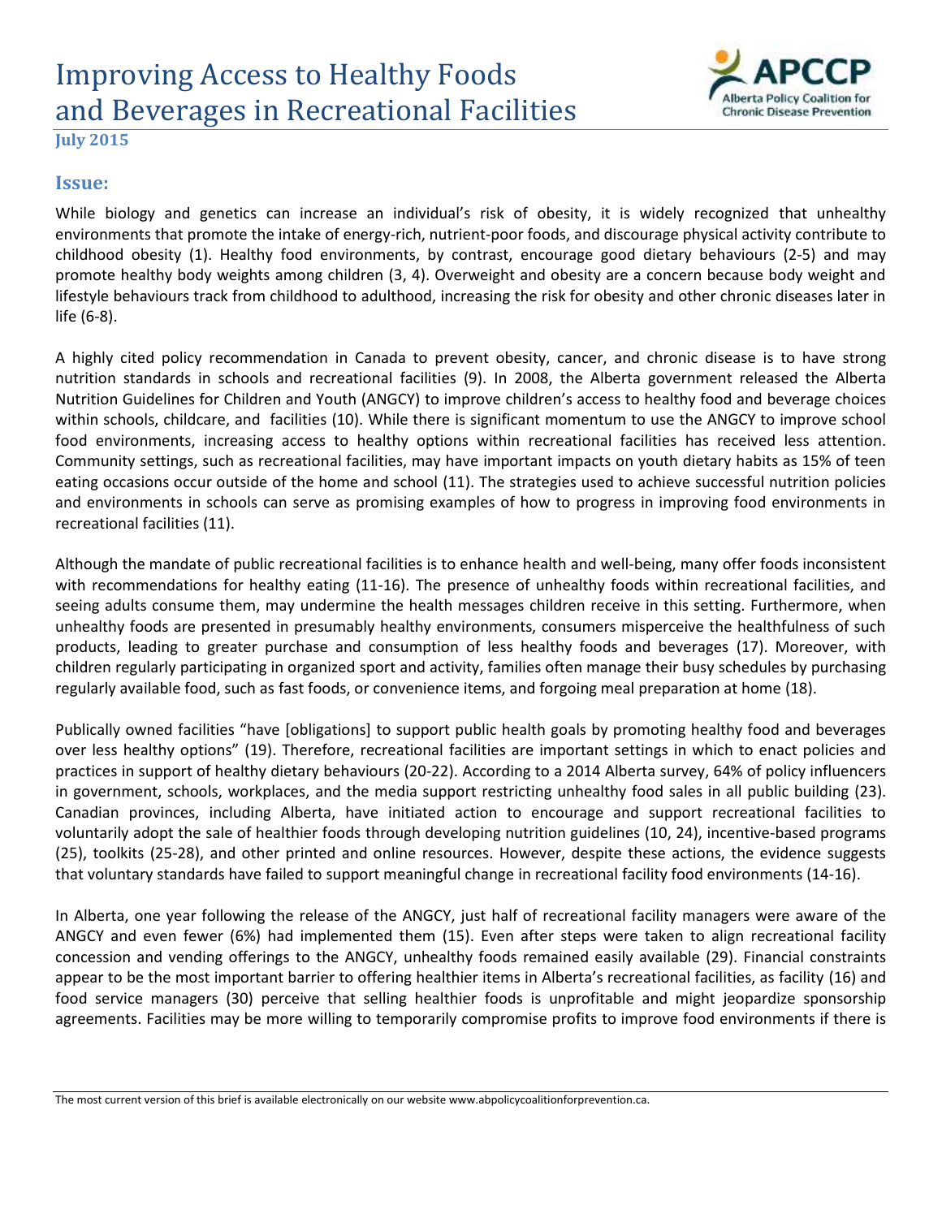# Improving Access to Healthy Foods and Beverages in Recreational Facilities

**July 2015**

## Issue:

While biology and genetics can increase an individual's risk of obesity, it is widely recognized that unhealthy environments that promote the intake of energy-rich, nutrient-poor foods, and discourage physical activity contribute to childhood obesity (1). Healthy food environments, by contrast, encourage good dietary behaviours (2-5) and may promote healthy body weights among children (3, 4). Overweight and obesity are a concern because body weight and lifestyle behaviours track from childhood to adulthood, increasing the risk for obesity and other chronic diseases later in life (6-8).

A highly cited policy recommendation in Canada to prevent obesity, cancer, and chronic disease is to have strong nutrition standards in schools and recreational facilities (9). In 2008, the Alberta government released the Alberta Nutrition Guidelines for Children and Youth (ANGCY) to improve children's access to healthy food and beverage choices within schools, childcare, and facilities (10). While there is significant momentum to use the ANGCY to improve school food environments, increasing access to healthy options within recreational facilities has received less attention. Community settings, such as recreational facilities, may have important impacts on youth dietary habits as 15% of teen eating occasions occur outside of the home and school (11). The strategies used to achieve successful nutrition policies and environments in schools can serve as promising examples of how to progress in improving food environments in recreational facilities (11).

Although the mandate of public recreational facilities is to enhance health and well-being, many offer foods inconsistent with recommendations for healthy eating (11-16). The presence of unhealthy foods within recreational facilities, and seeing adults consume them, may undermine the health messages children receive in this setting. Furthermore, when unhealthy foods are presented in presumably healthy environments, consumers misperceive the healthfulness of such products, leading to greater purchase and consumption of less healthy foods and beverages (17). Moreover, with children regularly participating in organized sport and activity, families often manage their busy schedules by purchasing regularly available food, such as fast foods, or convenience items, and forgoing meal preparation at home (18).

Publically owned facilities "have [obligations] to support public health goals by promoting healthy food and beverages over less healthy options" (19). Therefore, recreational facilities are important settings in which to enact policies and practices in support of healthy dietary behaviours (20-22). According to a 2014 Alberta survey, 64% of policy influencers in government, schools, workplaces, and the media support restricting unhealthy food sales in all public building (23). Canadian provinces, including Alberta, have initiated action to encourage and support recreational facilities to voluntarily adopt the sale of healthier foods through developing nutrition guidelines (10, 24), incentive-based programs (25), toolkits (25-28), and other printed and online resources. However, despite these actions, the evidence suggests that voluntary standards have failed to support meaningful change in recreational facility food environments (14-16).

In Alberta, one year following the release of the ANGCY, just half of recreational facility managers were aware of the ANGCY and even fewer (6%) had implemented them (15). Even after steps were taken to align recreational facility concession and vending offerings to the ANGCY, unhealthy foods remained easily available (29). Financial constraints appear to be the most important barrier to offering healthier items in Alberta's recreational facilities, as facility (16) and food service managers (30) perceive that selling healthier foods is unprofitable and might jeopardize sponsorship agreements. Facilities may be more willing to temporarily compromise profits to improve food environments if there is

The most current version of this brief is available electronically on our website www.abpolicycoalitionforprevention.ca.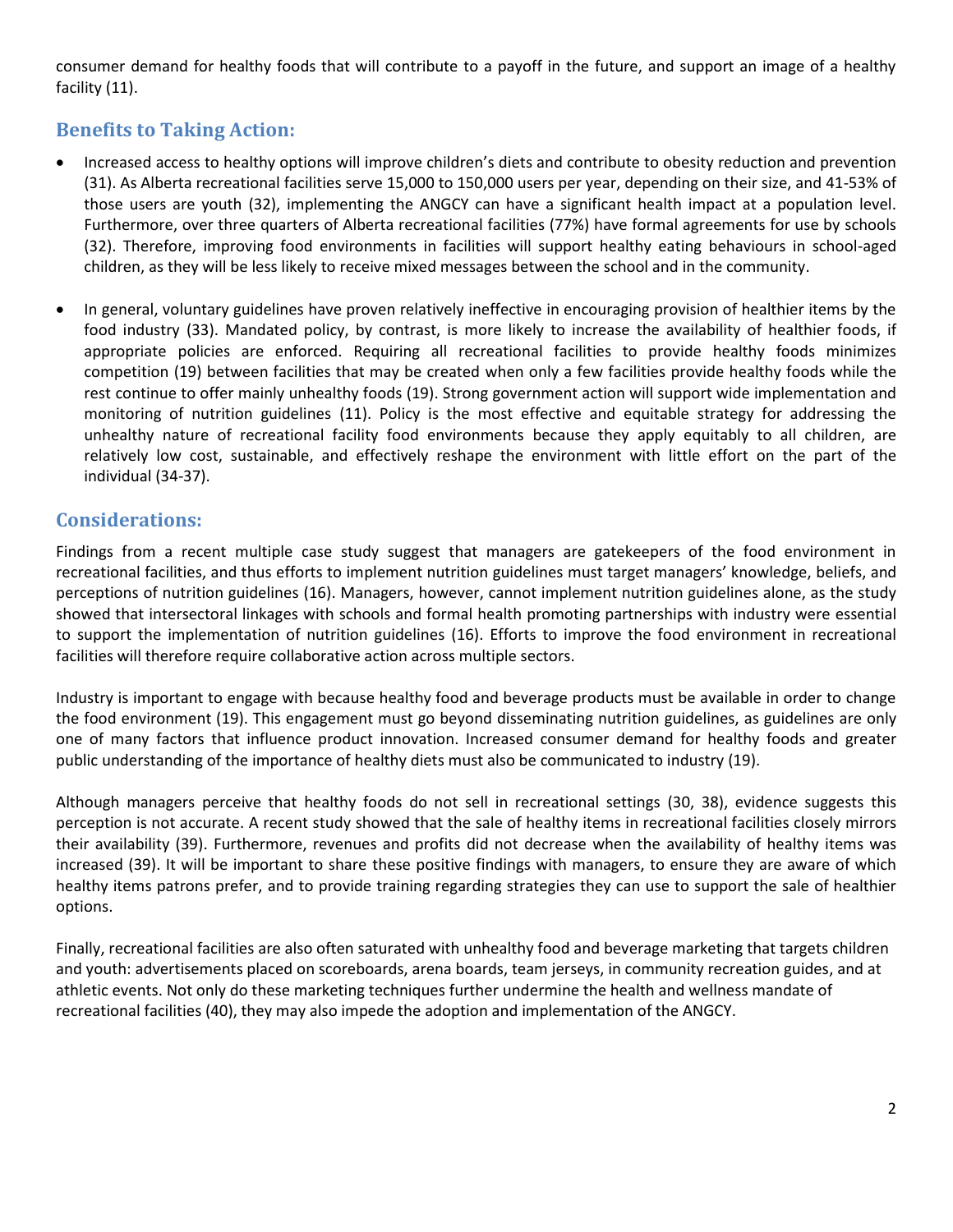consumer demand for healthy foods that will contribute to a payoff in the future, and support an image of a healthy facility (11).

## Benefits to Taking Action:

- Increased access to healthy options will improve children's diets and contribute to obesity reduction and prevention (31). As Alberta recreational facilities serve 15,000 to 150,000 users per year, depending on their size, and 41-53% of those users are youth (32), implementing the ANGCY can have a significant health impact at a population level. Furthermore, over three quarters of Alberta recreational facilities (77%) have formal agreements for use by schools (32). Therefore, improving food environments in facilities will support healthy eating behaviours in school-aged children, as they will be less likely to receive mixed messages between the school and in the community.

- In general, voluntary guidelines have proven relatively ineffective in encouraging provision of healthier items by the food industry (33). Mandated policy, by contrast, is more likely to increase the availability of healthier foods, if appropriate policies are enforced. Requiring all recreational facilities to provide healthy foods minimizes competition (19) between facilities that may be created when only a few facilities provide healthy foods while the rest continue to offer mainly unhealthy foods (19). Strong government action will support wide implementation and monitoring of nutrition guidelines (11). Policy is the most effective and equitable strategy for addressing the unhealthy nature of recreational facility food environments because they apply equitably to all children, are relatively low cost, sustainable, and effectively reshape the environment with little effort on the part of the individual (34-37).

## Considerations:

Findings from a recent multiple case study suggest that managers are gatekeepers of the food environment in recreational facilities, and thus efforts to implement nutrition guidelines must target managers' knowledge, beliefs, and perceptions of nutrition guidelines (16). Managers, however, cannot implement nutrition guidelines alone, as the study showed that intersectoral linkages with schools and formal health promoting partnerships with industry were essential to support the implementation of nutrition guidelines (16). Efforts to improve the food environment in recreational facilities will therefore require collaborative action across multiple sectors.

Industry is important to engage with because healthy food and beverage products must be available in order to change the food environment (19). This engagement must go beyond disseminating nutrition guidelines, as guidelines are only one of many factors that influence product innovation. Increased consumer demand for healthy foods and greater public understanding of the importance of healthy diets must also be communicated to industry (19).

Although managers perceive that healthy foods do not sell in recreational settings (30, 38), evidence suggests this perception is not accurate. A recent study showed that the sale of healthy items in recreational facilities closely mirrors their availability (39). Furthermore, revenues and profits did not decrease when the availability of healthy items was increased (39). It will be important to share these positive findings with managers, to ensure they are aware of which healthy items patrons prefer, and to provide training regarding strategies they can use to support the sale of healthier options.

Finally, recreational facilities are also often saturated with unhealthy food and beverage marketing that targets children and youth: advertisements placed on scoreboards, arena boards, team jerseys, in community recreation guides, and at athletic events. Not only do these marketing techniques further undermine the health and wellness mandate of recreational facilities (40), they may also impede the adoption and implementation of the ANGCY.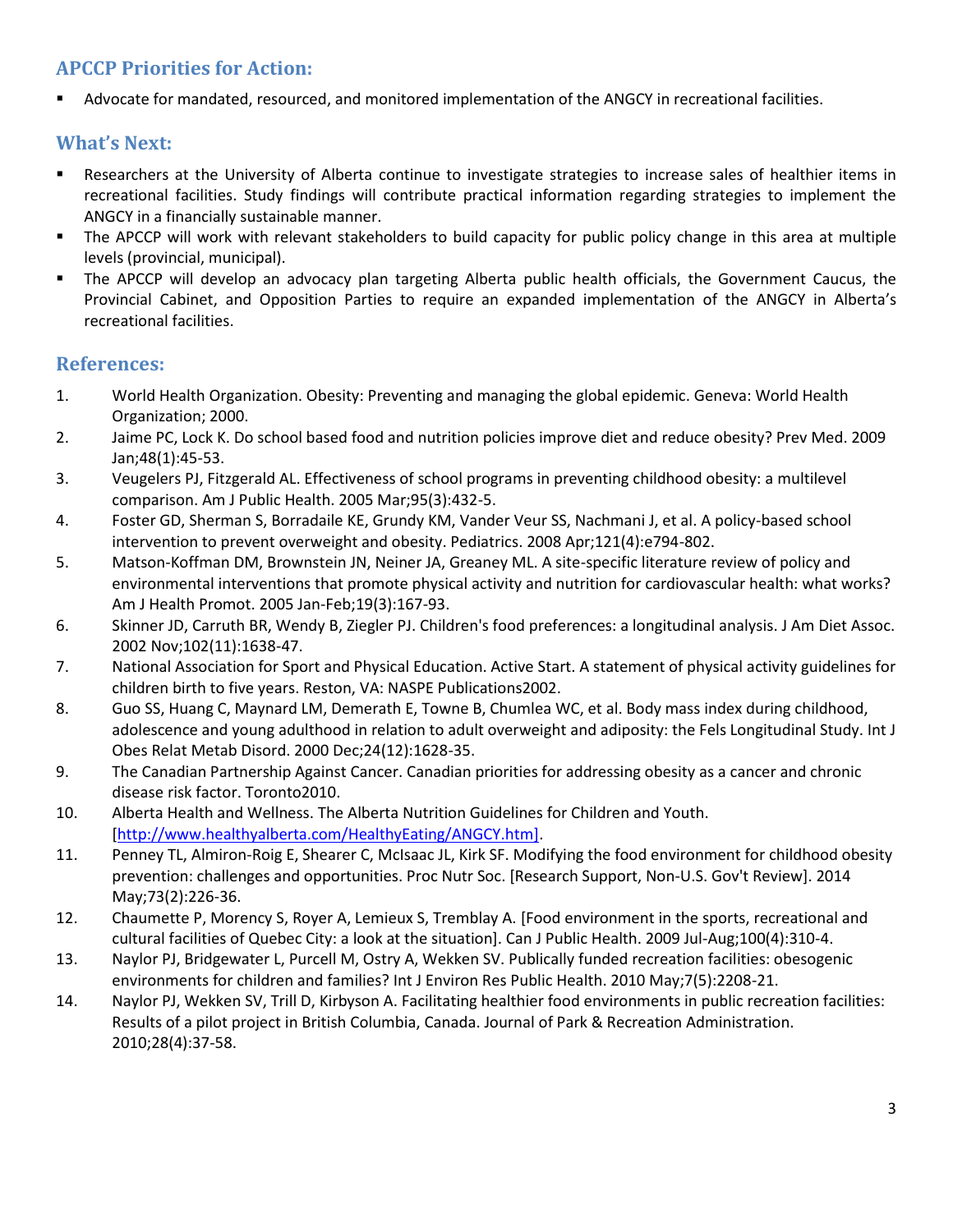## APCCP Priorities for Action:

- Advocate for mandated, resourced, and monitored implementation of the ANGCY in recreational facilities.

## What's Next:

- Researchers at the University of Alberta continue to investigate strategies to increase sales of healthier items in recreational facilities. Study findings will contribute practical information regarding strategies to implement the ANGCY in a financially sustainable manner.
- The APCCP will work with relevant stakeholders to build capacity for public policy change in this area at multiple levels (provincial, municipal).
- The APCCP will develop an advocacy plan targeting Alberta public health officials, the Government Caucus, the Provincial Cabinet, and Opposition Parties to require an expanded implementation of the ANGCY in Alberta's recreational facilities.

## References:

1. World Health Organization. Obesity: Preventing and managing the global epidemic. Geneva: World Health Organization; 2000.
2. Jaime PC, Lock K. Do school based food and nutrition policies improve diet and reduce obesity? Prev Med. 2009 Jan;48(1):45-53.
3. Veugelers PJ, Fitzgerald AL. Effectiveness of school programs in preventing childhood obesity: a multilevel comparison. Am J Public Health. 2005 Mar;95(3):432-5.
4. Foster GD, Sherman S, Borradaile KE, Grundy KM, Vander Veur SS, Nachmani J, et al. A policy-based school intervention to prevent overweight and obesity. Pediatrics. 2008 Apr;121(4):e794-802.
5. Matson-Koffman DM, Brownstein JN, Neiner JA, Greaney ML. A site-specific literature review of policy and environmental interventions that promote physical activity and nutrition for cardiovascular health: what works? Am J Health Promot. 2005 Jan-Feb;19(3):167-93.
6. Skinner JD, Carruth BR, Wendy B, Ziegler PJ. Children's food preferences: a longitudinal analysis. J Am Diet Assoc. 2002 Nov;102(11):1638-47.
7. National Association for Sport and Physical Education. Active Start. A statement of physical activity guidelines for children birth to five years. Reston, VA: NASPE Publications2002.
8. Guo SS, Huang C, Maynard LM, Demerath E, Towne B, Chumlea WC, et al. Body mass index during childhood, adolescence and young adulthood in relation to adult overweight and adiposity: the Fels Longitudinal Study. Int J Obes Relat Metab Disord. 2000 Dec;24(12):1628-35.
9. The Canadian Partnership Against Cancer. Canadian priorities for addressing obesity as a cancer and chronic disease risk factor. Toronto2010.
10. Alberta Health and Wellness. The Alberta Nutrition Guidelines for Children and Youth. [http://www.healthyalberta.com/HealthyEating/ANGCY.htm].
11. Penney TL, Almiron-Roig E, Shearer C, McIsaac JL, Kirk SF. Modifying the food environment for childhood obesity prevention: challenges and opportunities. Proc Nutr Soc. [Research Support, Non-U.S. Gov't Review]. 2014 May;73(2):226-36.
12. Chaumette P, Morency S, Royer A, Lemieux S, Tremblay A. [Food environment in the sports, recreational and cultural facilities of Quebec City: a look at the situation]. Can J Public Health. 2009 Jul-Aug;100(4):310-4.
13. Naylor PJ, Bridgewater L, Purcell M, Ostry A, Wekken SV. Publically funded recreation facilities: obesogenic environments for children and families? Int J Environ Res Public Health. 2010 May;7(5):2208-21.
14. Naylor PJ, Wekken SV, Trill D, Kirbyson A. Facilitating healthier food environments in public recreation facilities: Results of a pilot project in British Columbia, Canada. Journal of Park & Recreation Administration. 2010;28(4):37-58.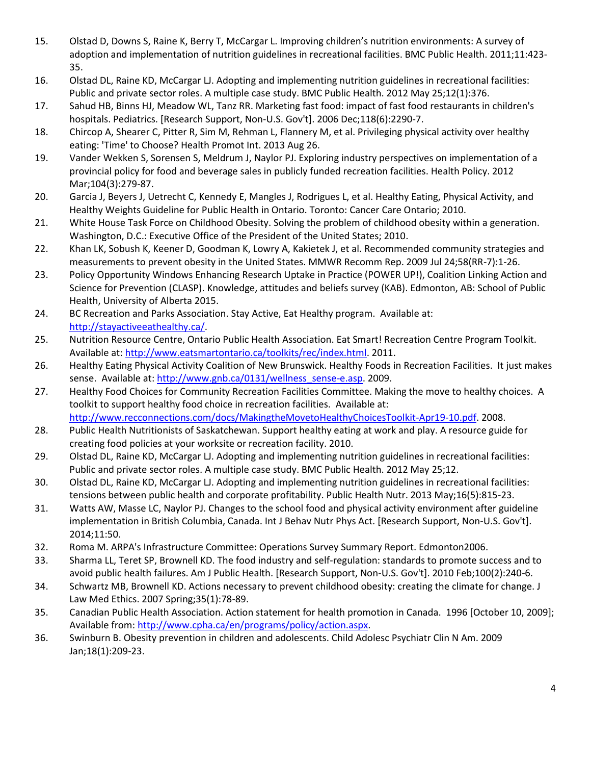15. Olstad D, Downs S, Raine K, Berry T, McCargar L. Improving children's nutrition environments: A survey of adoption and implementation of nutrition guidelines in recreational facilities. BMC Public Health. 2011;11:423-35.
16. Olstad DL, Raine KD, McCargar LJ. Adopting and implementing nutrition guidelines in recreational facilities: Public and private sector roles. A multiple case study. BMC Public Health. 2012 May 25;12(1):376.
17. Sahud HB, Binns HJ, Meadow WL, Tanz RR. Marketing fast food: impact of fast food restaurants in children's hospitals. Pediatrics. [Research Support, Non-U.S. Gov't]. 2006 Dec;118(6):2290-7.
18. Chircop A, Shearer C, Pitter R, Sim M, Rehman L, Flannery M, et al. Privileging physical activity over healthy eating: 'Time' to Choose? Health Promot Int. 2013 Aug 26.
19. Vander Wekken S, Sorensen S, Meldrum J, Naylor PJ. Exploring industry perspectives on implementation of a provincial policy for food and beverage sales in publicly funded recreation facilities. Health Policy. 2012 Mar;104(3):279-87.
20. Garcia J, Beyers J, Uetrecht C, Kennedy E, Mangles J, Rodrigues L, et al. Healthy Eating, Physical Activity, and Healthy Weights Guideline for Public Health in Ontario. Toronto: Cancer Care Ontario; 2010.
21. White House Task Force on Childhood Obesity. Solving the problem of childhood obesity within a generation. Washington, D.C.: Executive Office of the President of the United States; 2010.
22. Khan LK, Sobush K, Keener D, Goodman K, Lowry A, Kakietek J, et al. Recommended community strategies and measurements to prevent obesity in the United States. MMWR Recomm Rep. 2009 Jul 24;58(RR-7):1-26.
23. Policy Opportunity Windows Enhancing Research Uptake in Practice (POWER UP!), Coalition Linking Action and Science for Prevention (CLASP). Knowledge, attitudes and beliefs survey (KAB). Edmonton, AB: School of Public Health, University of Alberta 2015.
24. BC Recreation and Parks Association. Stay Active, Eat Healthy program. Available at: http://stayactiveeathealthy.ca/.
25. Nutrition Resource Centre, Ontario Public Health Association. Eat Smart! Recreation Centre Program Toolkit. Available at: http://www.eatsmartontario.ca/toolkits/rec/index.html. 2011.
26. Healthy Eating Physical Activity Coalition of New Brunswick. Healthy Foods in Recreation Facilities. It just makes sense. Available at: http://www.gnb.ca/0131/wellness_sense-e.asp. 2009.
27. Healthy Food Choices for Community Recreation Facilities Committee. Making the move to healthy choices. A toolkit to support healthy food choice in recreation facilities. Available at: http://www.recconnections.com/docs/MakingtheMovetoHealthyChoicesToolkit-Apr19-10.pdf. 2008.
28. Public Health Nutritionists of Saskatchewan. Support healthy eating at work and play. A resource guide for creating food policies at your worksite or recreation facility. 2010.
29. Olstad DL, Raine KD, McCargar LJ. Adopting and implementing nutrition guidelines in recreational facilities: Public and private sector roles. A multiple case study. BMC Public Health. 2012 May 25;12.
30. Olstad DL, Raine KD, McCargar LJ. Adopting and implementing nutrition guidelines in recreational facilities: tensions between public health and corporate profitability. Public Health Nutr. 2013 May;16(5):815-23.
31. Watts AW, Masse LC, Naylor PJ. Changes to the school food and physical activity environment after guideline implementation in British Columbia, Canada. Int J Behav Nutr Phys Act. [Research Support, Non-U.S. Gov't]. 2014;11:50.
32. Roma M. ARPA's Infrastructure Committee: Operations Survey Summary Report. Edmonton2006.
33. Sharma LL, Teret SP, Brownell KD. The food industry and self-regulation: standards to promote success and to avoid public health failures. Am J Public Health. [Research Support, Non-U.S. Gov't]. 2010 Feb;100(2):240-6.
34. Schwartz MB, Brownell KD. Actions necessary to prevent childhood obesity: creating the climate for change. J Law Med Ethics. 2007 Spring;35(1):78-89.
35. Canadian Public Health Association. Action statement for health promotion in Canada. 1996 [October 10, 2009]; Available from: http://www.cpha.ca/en/programs/policy/action.aspx.
36. Swinburn B. Obesity prevention in children and adolescents. Child Adolesc Psychiatr Clin N Am. 2009 Jan;18(1):209-23.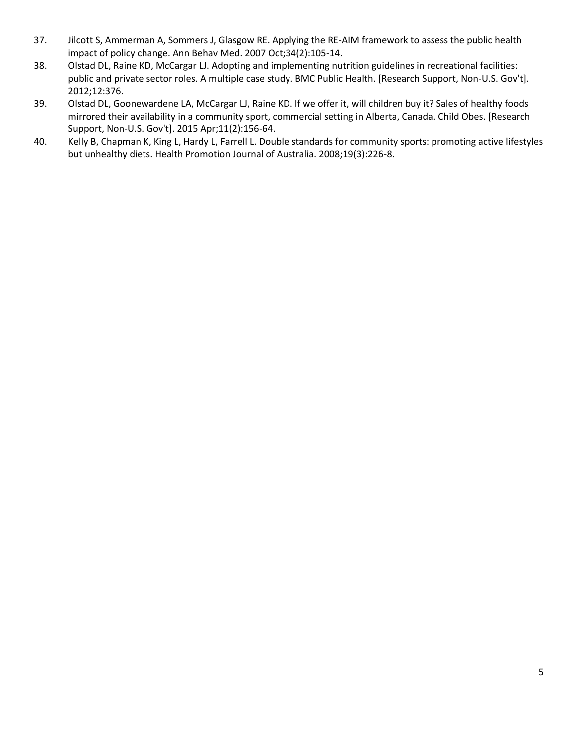37. Jilcott S, Ammerman A, Sommers J, Glasgow RE. Applying the RE-AIM framework to assess the public health impact of policy change. Ann Behav Med. 2007 Oct;34(2):105-14.
38. Olstad DL, Raine KD, McCargar LJ. Adopting and implementing nutrition guidelines in recreational facilities: public and private sector roles. A multiple case study. BMC Public Health. [Research Support, Non-U.S. Gov't]. 2012;12:376.
39. Olstad DL, Goonewardene LA, McCargar LJ, Raine KD. If we offer it, will children buy it? Sales of healthy foods mirrored their availability in a community sport, commercial setting in Alberta, Canada. Child Obes. [Research Support, Non-U.S. Gov't]. 2015 Apr;11(2):156-64.
40. Kelly B, Chapman K, King L, Hardy L, Farrell L. Double standards for community sports: promoting active lifestyles but unhealthy diets. Health Promotion Journal of Australia. 2008;19(3):226-8.